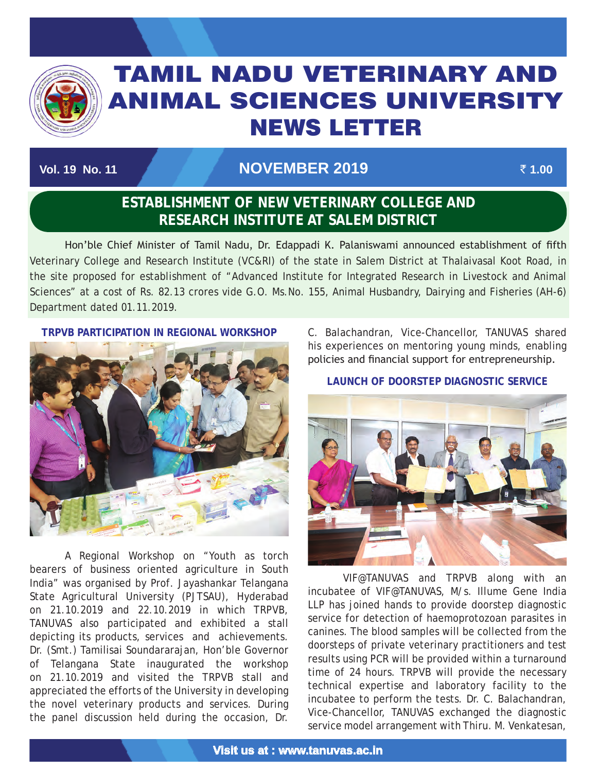# TAMIL NADU VETERINARY AND ANIMAL SCIENCES UNIVERSITY NEWS LETTER

**Vol. 19 No. 11** | **NOVEMBER 2019** | **₹ 1.00**

## ESTABLISHMENT OF NEW VETERINARY COLLEGE AND RESEARCH INSTITUTE AT SALEM DISTRICT

Hon'ble Chief Minister of Tamil Nadu, Dr. Edappadi K. Palaniswami announced establishment of fifth Veterinary College and Research Institute (VC&RI) of the state in Salem District at Thalaivasal Koot Road, in the site proposed for establishment of "Advanced Institute for Integrated Research in Livestock and Animal Sciences" at a cost of Rs. 82.13 crores vide G.O. Ms.No. 155, Animal Husbandry, Dairying and Fisheries (AH-6) Department dated 01.11.2019.

### TRPVB PARTICIPATION IN REGIONAL WORKSHOP

A Regional Workshop on "Youth as torch bearers of business oriented agriculture in South India" was organised by Prof. Jayashankar Telangana State Agricultural University (PJTSAU), Hyderabad on 21.10.2019 and 22.10.2019 in which TRPVB, TANUVAS also participated and exhibited a stall depicting its products, services and achievements. Dr. (Smt.) Tamilisai Soundararajan, Hon'ble Governor of Telangana State inaugurated the workshop on 21.10.2019 and visited the TRPVB stall and appreciated the efforts of the University in developing the novel veterinary products and services. During the panel discussion held during the occasion, Dr. C. Balachandran, Vice-Chancellor, TANUVAS shared his experiences on mentoring young minds, enabling policies and financial support for entrepreneurship.

### LAUNCH OF DOORSTEP DIAGNOSTIC SERVICE

VIF@TANUVAS and TRPVB along with an incubatee of VIF@TANUVAS, M/s. Illume Gene India LLP has joined hands to provide doorstep diagnostic service for detection of haemoprotozoan parasites in canines. The blood samples will be collected from the doorsteps of private veterinary practitioners and test results using PCR will be provided within a turnaround time of 24 hours. TRPVB will provide the necessary technical expertise and laboratory facility to the incubatee to perform the tests. Dr. C. Balachandran, Vice-Chancellor, TANUVAS exchanged the diagnostic service model arrangement with Thiru. M. Venkatesan,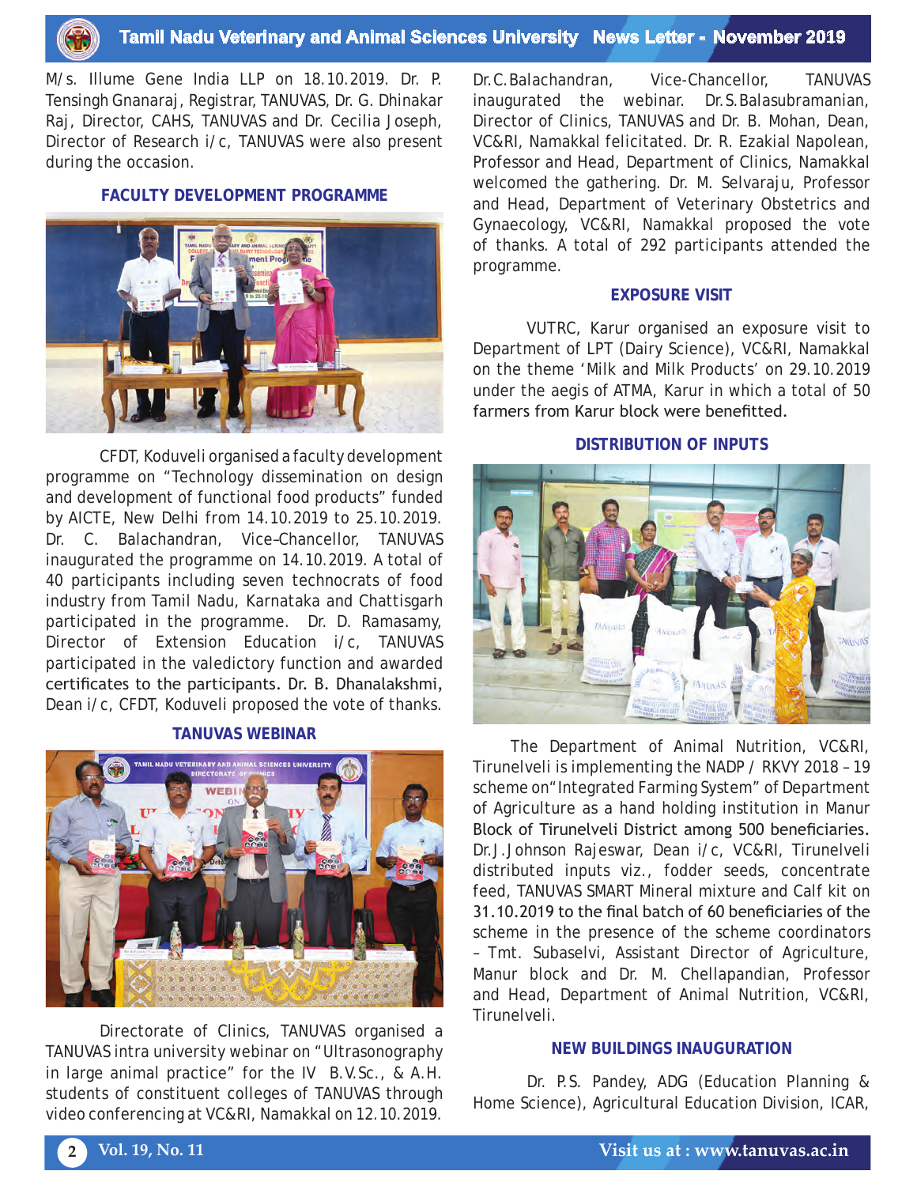M/s. Illume Gene India LLP on 18.10.2019. Dr. P. Tensingh Gnanaraj, Registrar, TANUVAS, Dr. G. Dhinakar Raj, Director, CAHS, TANUVAS and Dr. Cecilia Joseph, Director of Research i/c, TANUVAS were also present during the occasion.

## FACULTY DEVELOPMENT PROGRAMME

CFDT, Koduveli organised a faculty development programme on "Technology dissemination on design and development of functional food products" funded by AICTE, New Delhi from 14.10.2019 to 25.10.2019. Dr. C. Balachandran, Vice–Chancellor, TANUVAS inaugurated the programme on 14.10.2019. A total of 40 participants including seven technocrats of food industry from Tamil Nadu, Karnataka and Chattisgarh participated in the programme. Dr. D. Ramasamy, Director of Extension Education i/c, TANUVAS participated in the valedictory function and awarded certificates to the participants. Dr. B. Dhanalakshmi, Dean i/c, CFDT, Koduveli proposed the vote of thanks.

## TANUVAS WEBINAR

Directorate of Clinics, TANUVAS organised a TANUVAS intra university webinar on "Ultrasonography in large animal practice" for the IV B.V.Sc., & A.H. students of constituent colleges of TANUVAS through video conferencing at VC&RI, Namakkal on 12.10.2019. Dr. C. Balachandran, Vice-Chancellor, TANUVAS inaugurated the webinar. Dr. S. Balasubramanian, Director of Clinics, TANUVAS and Dr. B. Mohan, Dean, VC&RI, Namakkal felicitated. Dr. R. Ezakial Napolean, Professor and Head, Department of Clinics, Namakkal welcomed the gathering. Dr. M. Selvaraju, Professor and Head, Department of Veterinary Obstetrics and Gynaecology, VC&RI, Namakkal proposed the vote of thanks. A total of 292 participants attended the programme.

## EXPOSURE VISIT

VUTRC, Karur organised an exposure visit to Department of LPT (Dairy Science), VC&RI, Namakkal on the theme 'Milk and Milk Products' on 29.10.2019 under the aegis of ATMA, Karur in which a total of 50 farmers from Karur block were benefitted.

## DISTRIBUTION OF INPUTS

The Department of Animal Nutrition, VC&RI, Tirunelveli is implementing the NADP / RKVY 2018 – 19 scheme on "Integrated Farming System" of Department of Agriculture as a hand holding institution in Manur Block of Tirunelveli District among 500 beneficiaries. Dr. J. Johnson Rajeswar, Dean i/c, VC&RI, Tirunelveli distributed inputs viz., fodder seeds, concentrate feed, TANUVAS SMART Mineral mixture and Calf kit on 31.10.2019 to the final batch of 60 beneficiaries of the scheme in the presence of the scheme coordinators – Tmt. Subaselvi, Assistant Director of Agriculture, Manur block and Dr. M. Chellapandian, Professor and Head, Department of Animal Nutrition, VC&RI, Tirunelveli.

## NEW BUILDINGS INAUGURATION

Dr. P.S. Pandey, ADG (Education Planning & Home Science), Agricultural Education Division, ICAR,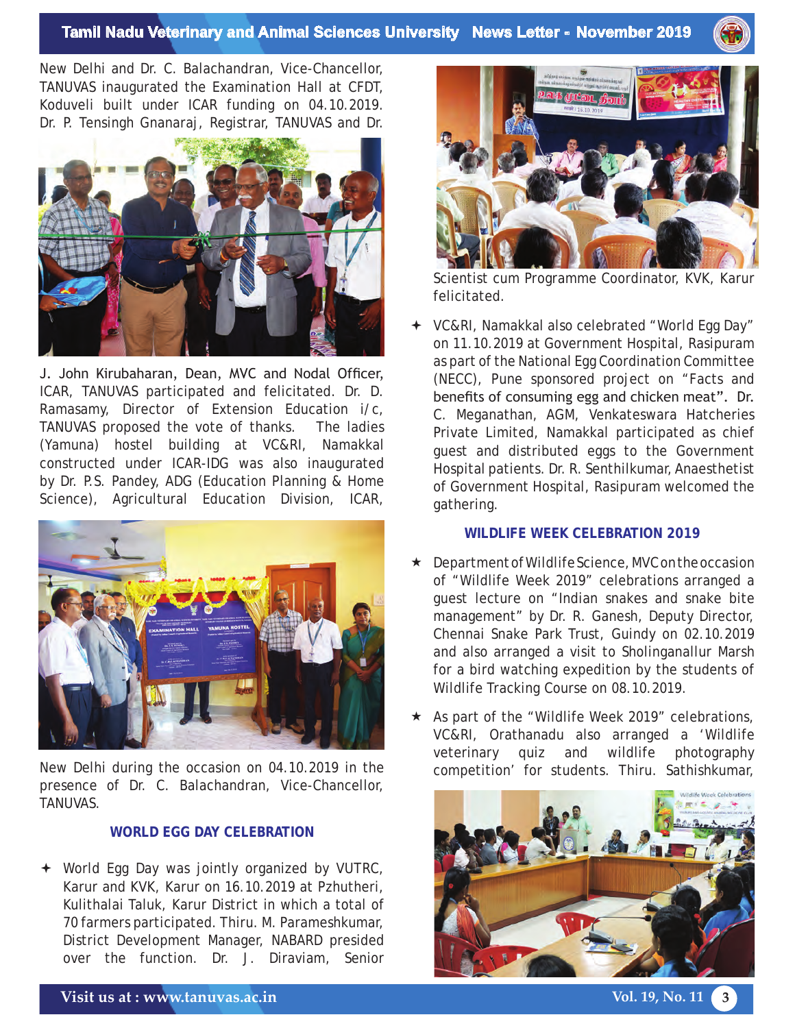New Delhi and Dr. C. Balachandran, Vice-Chancellor, TANUVAS inaugurated the Examination Hall at CFDT, Koduveli built under ICAR funding on 04.10.2019. Dr. P. Tensingh Gnanaraj, Registrar, TANUVAS and Dr. J. John Kirubaharan, Dean, MVC and Nodal Officer, ICAR, TANUVAS participated and felicitated. Dr. D. Ramasamy, Director of Extension Education i/c, TANUVAS proposed the vote of thanks. The ladies (Yamuna) hostel building at VC&RI, Namakkal constructed under ICAR-IDG was also inaugurated by Dr. P.S. Pandey, ADG (Education Planning & Home Science), Agricultural Education Division, ICAR, New Delhi during the occasion on 04.10.2019 in the presence of Dr. C. Balachandran, Vice-Chancellor, TANUVAS.

### WORLD EGG DAY CELEBRATION

- World Egg Day was jointly organized by VUTRC, Karur and KVK, Karur on 16.10.2019 at Pzhutheri, Kulithalai Taluk, Karur District in which a total of 70 farmers participated. Thiru. M. Parameshkumar, District Development Manager, NABARD presided over the function. Dr. J. Diraviam, Senior Scientist cum Programme Coordinator, KVK, Karur felicitated.
- VC&RI, Namakkal also celebrated "World Egg Day" on 11.10.2019 at Government Hospital, Rasipuram as part of the National Egg Coordination Committee (NECC), Pune sponsored project on "Facts and benefits of consuming egg and chicken meat". Dr. C. Meganathan, AGM, Venkateswara Hatcheries Private Limited, Namakkal participated as chief guest and distributed eggs to the Government Hospital patients. Dr. R. Senthilkumar, Anaesthetist of Government Hospital, Rasipuram welcomed the gathering.

### WILDLIFE WEEK CELEBRATION 2019

- Department of Wildlife Science, MVC on the occasion of "Wildlife Week 2019" celebrations arranged a guest lecture on "Indian snakes and snake bite management" by Dr. R. Ganesh, Deputy Director, Chennai Snake Park Trust, Guindy on 02.10.2019 and also arranged a visit to Sholinganallur Marsh for a bird watching expedition by the students of Wildlife Tracking Course on 08.10.2019.
- As part of the "Wildlife Week 2019" celebrations, VC&RI, Orathanadu also arranged a 'Wildlife veterinary quiz and wildlife photography competition' for students. Thiru. Sathishkumar,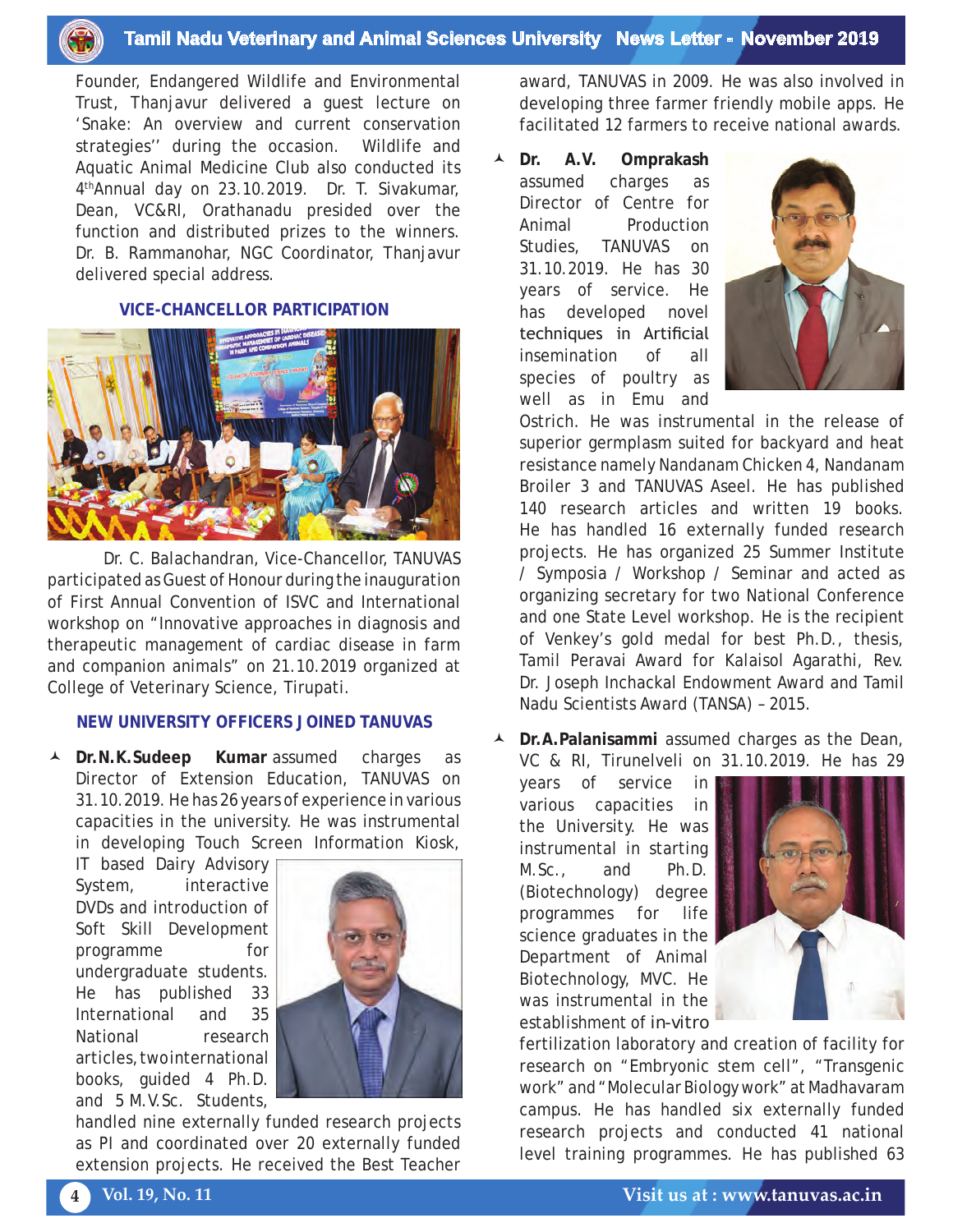Founder, Endangered Wildlife and Environmental Trust, Thanjavur delivered a guest lecture on 'Snake: An overview and current conservation strategies'' during the occasion. Wildlife and Aquatic Animal Medicine Club also conducted its 4th Annual day on 23.10.2019. Dr. T. Sivakumar, Dean, VC&RI, Orathanadu presided over the function and distributed prizes to the winners. Dr. B. Rammanohar, NGC Coordinator, Thanjavur delivered special address.

### VICE-CHANCELLOR PARTICIPATION

Dr. C. Balachandran, Vice-Chancellor, TANUVAS participated as Guest of Honour during the inauguration of First Annual Convention of ISVC and International workshop on "Innovative approaches in diagnosis and therapeutic management of cardiac disease in farm and companion animals" on 21.10.2019 organized at College of Veterinary Science, Tirupati.

### NEW UNIVERSITY OFFICERS JOINED TANUVAS

- **Dr. N. K. Sudeep Kumar** assumed charges as Director of Extension Education, TANUVAS on 31.10.2019. He has 26 years of experience in various capacities in the university. He was instrumental in developing Touch Screen Information Kiosk, IT based Dairy Advisory System, interactive DVDs and introduction of Soft Skill Development programme for undergraduate students. He has published 33 International and 35 National research articles, two international books, guided 4 Ph.D. and 5 M.V.Sc. Students, handled nine externally funded research projects as PI and coordinated over 20 externally funded extension projects. He received the Best Teacher award, TANUVAS in 2009. He was also involved in developing three farmer friendly mobile apps. He facilitated 12 farmers to receive national awards.

- **Dr. A.V. Omprakash** assumed charges as Director of Centre for Animal Production Studies, TANUVAS on 31.10.2019. He has 30 years of service. He has developed novel techniques in Artificial insemination of all species of poultry as well as in Emu and Ostrich. He was instrumental in the release of superior germplasm suited for backyard and heat resistance namely Nandanam Chicken 4, Nandanam Broiler 3 and TANUVAS Aseel. He has published 140 research articles and written 19 books. He has handled 16 externally funded research projects. He has organized 25 Summer Institute / Symposia / Workshop / Seminar and acted as organizing secretary for two National Conference and one State Level workshop. He is the recipient of Venkey's gold medal for best Ph.D., thesis, Tamil Peravai Award for Kalaisol Agarathi, Rev. Dr. Joseph Inchackal Endowment Award and Tamil Nadu Scientists Award (TANSA) – 2015.

- **Dr. A. Palanisammi** assumed charges as the Dean, VC & RI, Tirunelveli on 31.10.2019. He has 29 years of service in various capacities in the University. He was instrumental in starting M.Sc., and Ph.D. (Biotechnology) degree programmes for life science graduates in the Department of Animal Biotechnology, MVC. He was instrumental in the establishment of *in-vitro* fertilization laboratory and creation of facility for research on "Embryonic stem cell", "Transgenic work" and "Molecular Biology work" at Madhavaram campus. He has handled six externally funded research projects and conducted 41 national level training programmes. He has published 63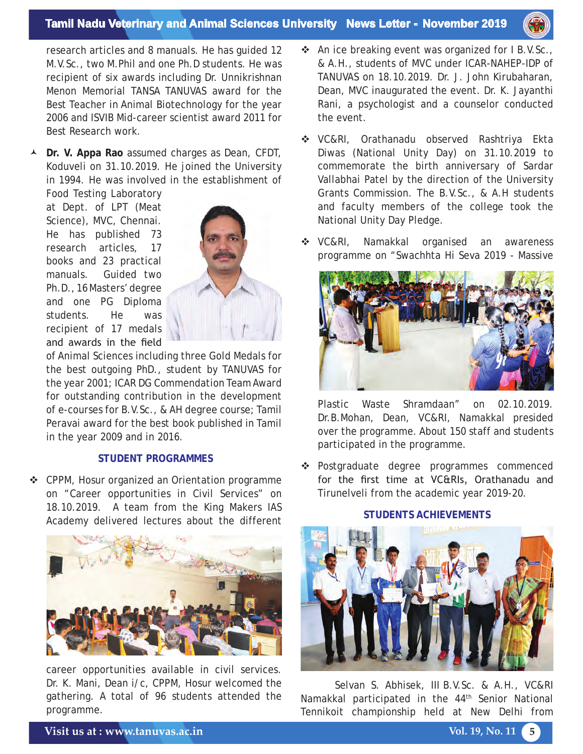research articles and 8 manuals. He has guided 12 M.V.Sc., two M.Phil and one Ph.D students. He was recipient of six awards including Dr. Unnikrishnan Menon Memorial TANSA TANUVAS award for the Best Teacher in Animal Biotechnology for the year 2006 and ISVIB Mid-career scientist award 2011 for Best Research work.

- **Dr. V. Appa Rao** assumed charges as Dean, CFDT, Koduveli on 31.10.2019. He joined the University in 1994. He was involved in the establishment of Food Testing Laboratory at Dept. of LPT (Meat Science), MVC, Chennai. He has published 73 research articles, 17 books and 23 practical manuals. Guided two Ph.D., 16 Masters' degree and one PG Diploma students. He was recipient of 17 medals and awards in the field of Animal Sciences including three Gold Medals for the best outgoing PhD., student by TANUVAS for the year 2001; ICAR DG Commendation Team Award for outstanding contribution in the development of e-courses for B.V.Sc., & AH degree course; Tamil Peravai award for the best book published in Tamil in the year 2009 and in 2016.

## STUDENT PROGRAMMES

- CPPM, Hosur organized an Orientation programme on "Career opportunities in Civil Services" on 18.10.2019. A team from the King Makers IAS Academy delivered lectures about the different career opportunities available in civil services. Dr. K. Mani, Dean i/c, CPPM, Hosur welcomed the gathering. A total of 96 students attended the programme.

- An ice breaking event was organized for I B.V.Sc., & A.H., students of MVC under ICAR-NAHEP-IDP of TANUVAS on 18.10.2019. Dr. J. John Kirubaharan, Dean, MVC inaugurated the event. Dr. K. Jayanthi Rani, a psychologist and a counselor conducted the event.

- VC&RI, Orathanadu observed Rashtriya Ekta Diwas (National Unity Day) on 31.10.2019 to commemorate the birth anniversary of Sardar Vallabhai Patel by the direction of the University Grants Commission. The B.V.Sc., & A.H students and faculty members of the college took the National Unity Day Pledge.

- VC&RI, Namakkal organised an awareness programme on "Swachhta Hi Seva 2019 - Massive Plastic Waste Shramdaan" on 02.10.2019. Dr.B.Mohan, Dean, VC&RI, Namakkal presided over the programme. About 150 staff and students participated in the programme.

- Postgraduate degree programmes commenced for the first time at VC&RIs, Orathanadu and Tirunelveli from the academic year 2019-20.

## STUDENTS ACHIEVEMENTS

Selvan S. Abhisek, III B.V.Sc. & A.H., VC&RI Namakkal participated in the 44th Senior National Tennikoit championship held at New Delhi from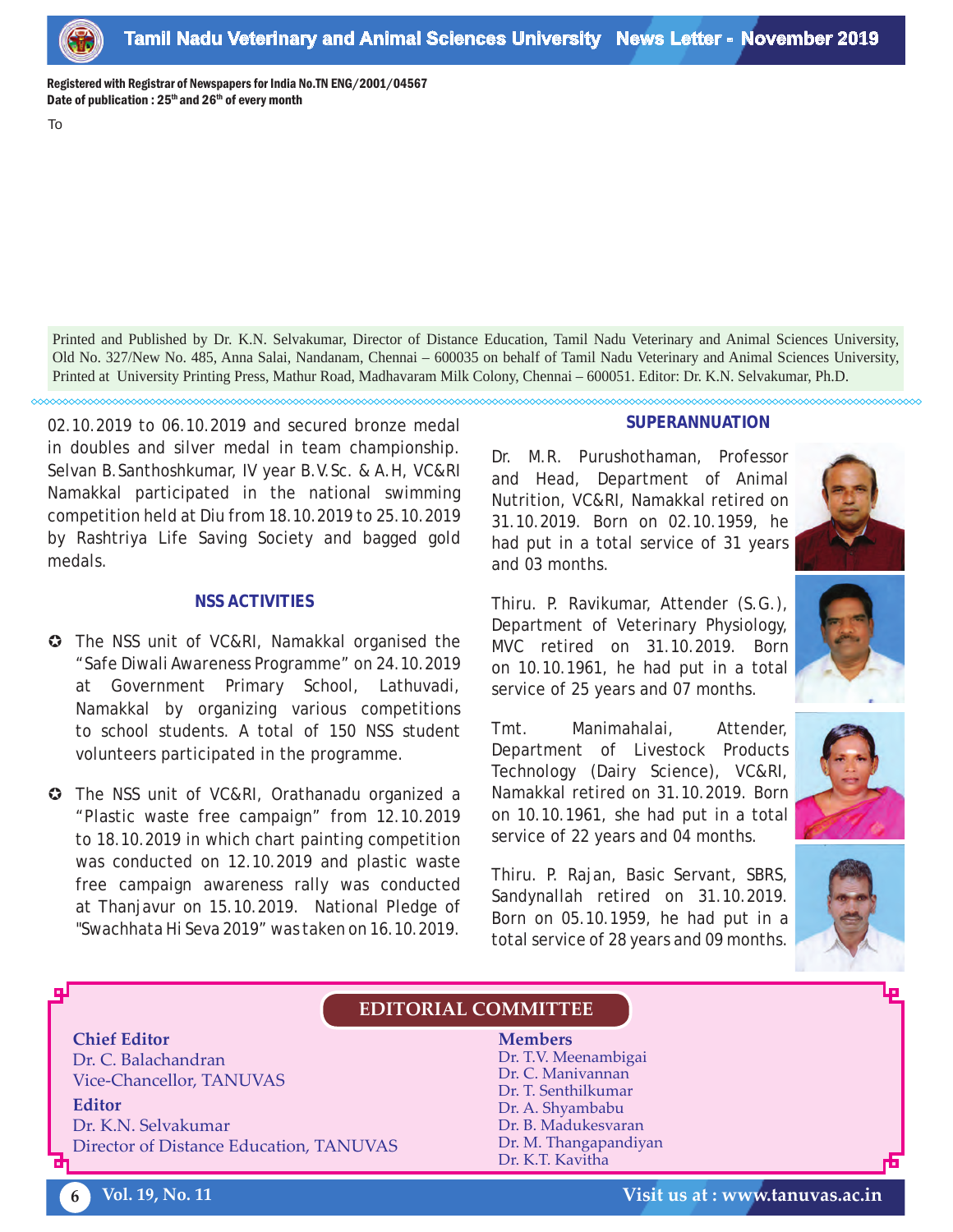Registered with Registrar of Newspapers for India No.TN ENG/2001/04567
Date of publication : 25th and 26th of every month

To

Printed and Published by Dr. K.N. Selvakumar, Director of Distance Education, Tamil Nadu Veterinary and Animal Sciences University, Old No. 327/New No. 485, Anna Salai, Nandanam, Chennai – 600035 on behalf of Tamil Nadu Veterinary and Animal Sciences University, Printed at University Printing Press, Mathur Road, Madhavaram Milk Colony, Chennai – 600051. Editor: Dr. K.N. Selvakumar, Ph.D.

02.10.2019 to 06.10.2019 and secured bronze medal in doubles and silver medal in team championship. Selvan B.Santhoshkumar, IV year B.V.Sc. & A.H, VC&RI Namakkal participated in the national swimming competition held at Diu from 18.10.2019 to 25.10.2019 by Rashtriya Life Saving Society and bagged gold medals.

## NSS ACTIVITIES

- The NSS unit of VC&RI, Namakkal organised the "Safe Diwali Awareness Programme" on 24.10.2019 at Government Primary School, Lathuvadi, Namakkal by organizing various competitions to school students. A total of 150 NSS student volunteers participated in the programme.
- The NSS unit of VC&RI, Orathanadu organized a "Plastic waste free campaign" from 12.10.2019 to 18.10.2019 in which chart painting competition was conducted on 12.10.2019 and plastic waste free campaign awareness rally was conducted at Thanjavur on 15.10.2019. National Pledge of "Swachhata Hi Seva 2019" was taken on 16.10.2019.

## SUPERANNUATION

Dr. M.R. Purushothaman, Professor and Head, Department of Animal Nutrition, VC&RI, Namakkal retired on 31.10.2019. Born on 02.10.1959, he had put in a total service of 31 years and 03 months.

Thiru. P. Ravikumar, Attender (S.G.), Department of Veterinary Physiology, MVC retired on 31.10.2019. Born on 10.10.1961, he had put in a total service of 25 years and 07 months.

Tmt. Manimahalai, Attender, Department of Livestock Products Technology (Dairy Science), VC&RI, Namakkal retired on 31.10.2019. Born on 10.10.1961, she had put in a total service of 22 years and 04 months.

Thiru. P. Rajan, Basic Servant, SBRS, Sandynallah retired on 31.10.2019. Born on 05.10.1959, he had put in a total service of 28 years and 09 months.

## EDITORIAL COMMITTEE

**Chief Editor**
Dr. C. Balachandran
Vice-Chancellor, TANUVAS

**Editor**
Dr. K.N. Selvakumar
Director of Distance Education, TANUVAS

**Members**
Dr. T.V. Meenambigai
Dr. C. Manivannan
Dr. T. Senthilkumar
Dr. A. Shyambabu
Dr. B. Madukesvaran
Dr. M. Thangapandiyan
Dr. K.T. Kavitha

Visit us at : www.tanuvas.ac.in